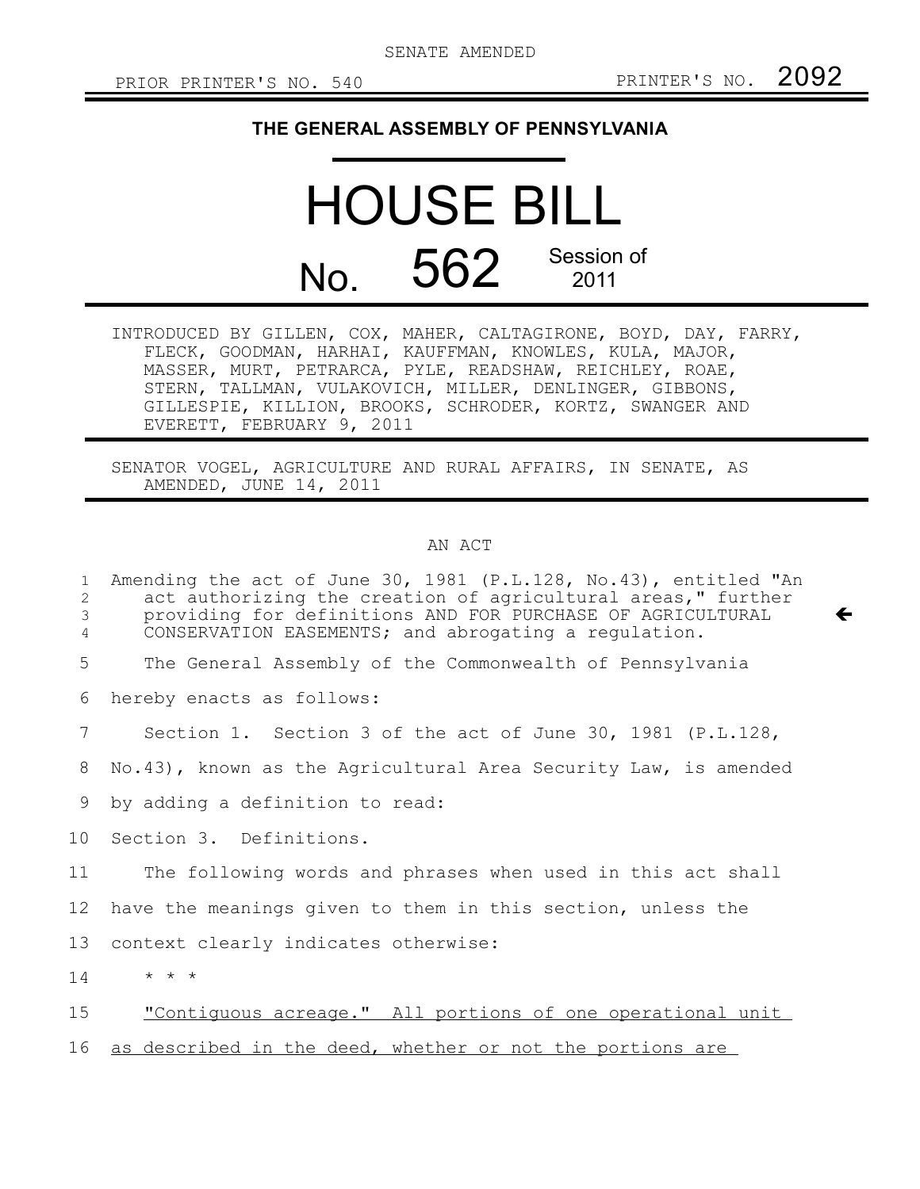SENATE AMENDED

PRIOR PRINTER'S NO. 540 PRINTER'S NO. 2092

**THE GENERAL ASSEMBLY OF PENNSYLVANIA**

# HOUSE BILL

# No. 562 Session of 2011

INTRODUCED BY GILLEN, COX, MAHER, CALTAGIRONE, BOYD, DAY, FARRY, FLECK, GOODMAN, HARHAI, KAUFFMAN, KNOWLES, KULA, MAJOR, MASSER, MURT, PETRARCA, PYLE, READSHAW, REICHLEY, ROAE, STERN, TALLMAN, VULAKOVICH, MILLER, DENLINGER, GIBBONS, GILLESPIE, KILLION, BROOKS, SCHRODER, KORTZ, SWANGER AND EVERETT, FEBRUARY 9, 2011

SENATOR VOGEL, AGRICULTURE AND RURAL AFFAIRS, IN SENATE, AS AMENDED, JUNE 14, 2011

AN ACT

1 Amending the act of June 30, 1981 (P.L.128, No.43), entitled "An
2 act authorizing the creation of agricultural areas," further
3 providing for definitions AND FOR PURCHASE OF AGRICULTURAL ←
4 CONSERVATION EASEMENTS; and abrogating a regulation.

5 The General Assembly of the Commonwealth of Pennsylvania
6 hereby enacts as follows:

7 Section 1. Section 3 of the act of June 30, 1981 (P.L.128,
8 No.43), known as the Agricultural Area Security Law, is amended
9 by adding a definition to read:

10 Section 3. Definitions.

11 The following words and phrases when used in this act shall
12 have the meanings given to them in this section, unless the
13 context clearly indicates otherwise:

14 * * *

15 "Contiguous acreage." All portions of one operational unit
16 as described in the deed, whether or not the portions are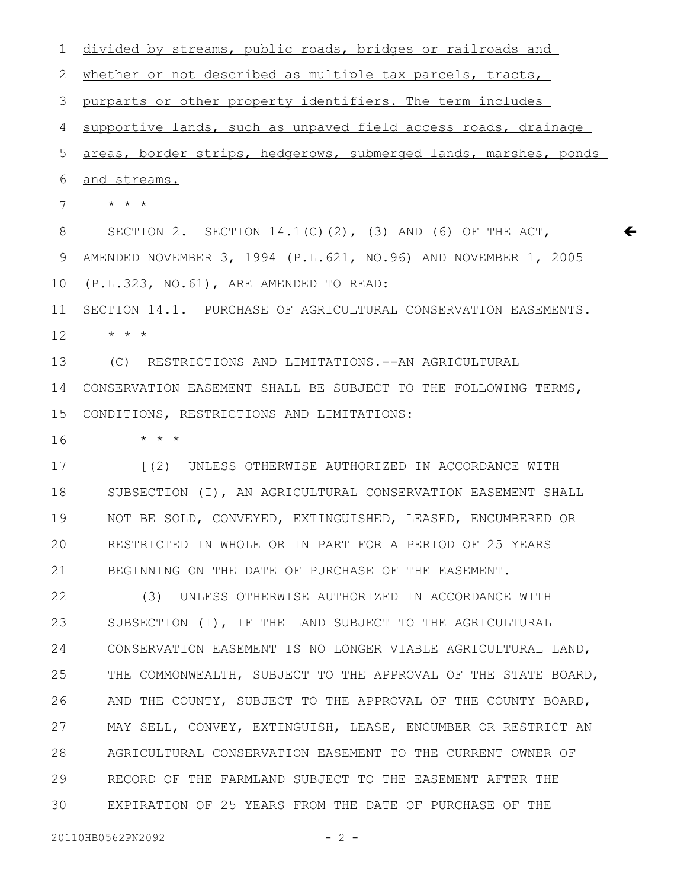divided by streams, public roads, bridges or railroads and whether or not described as multiple tax parcels, tracts, purparts or other property identifiers. The term includes supportive lands, such as unpaved field access roads, drainage areas, border strips, hedgerows, submerged lands, marshes, ponds and streams.

* * *

SECTION 2. SECTION 14.1(C)(2), (3) AND (6) OF THE ACT, AMENDED NOVEMBER 3, 1994 (P.L.621, NO.96) AND NOVEMBER 1, 2005 (P.L.323, NO.61), ARE AMENDED TO READ:

SECTION 14.1. PURCHASE OF AGRICULTURAL CONSERVATION EASEMENTS.

* * *

(C) RESTRICTIONS AND LIMITATIONS.--AN AGRICULTURAL CONSERVATION EASEMENT SHALL BE SUBJECT TO THE FOLLOWING TERMS, CONDITIONS, RESTRICTIONS AND LIMITATIONS:

* * *

[(2) UNLESS OTHERWISE AUTHORIZED IN ACCORDANCE WITH SUBSECTION (I), AN AGRICULTURAL CONSERVATION EASEMENT SHALL NOT BE SOLD, CONVEYED, EXTINGUISHED, LEASED, ENCUMBERED OR RESTRICTED IN WHOLE OR IN PART FOR A PERIOD OF 25 YEARS BEGINNING ON THE DATE OF PURCHASE OF THE EASEMENT.

(3) UNLESS OTHERWISE AUTHORIZED IN ACCORDANCE WITH SUBSECTION (I), IF THE LAND SUBJECT TO THE AGRICULTURAL CONSERVATION EASEMENT IS NO LONGER VIABLE AGRICULTURAL LAND, THE COMMONWEALTH, SUBJECT TO THE APPROVAL OF THE STATE BOARD, AND THE COUNTY, SUBJECT TO THE APPROVAL OF THE COUNTY BOARD, MAY SELL, CONVEY, EXTINGUISH, LEASE, ENCUMBER OR RESTRICT AN AGRICULTURAL CONSERVATION EASEMENT TO THE CURRENT OWNER OF RECORD OF THE FARMLAND SUBJECT TO THE EASEMENT AFTER THE EXPIRATION OF 25 YEARS FROM THE DATE OF PURCHASE OF THE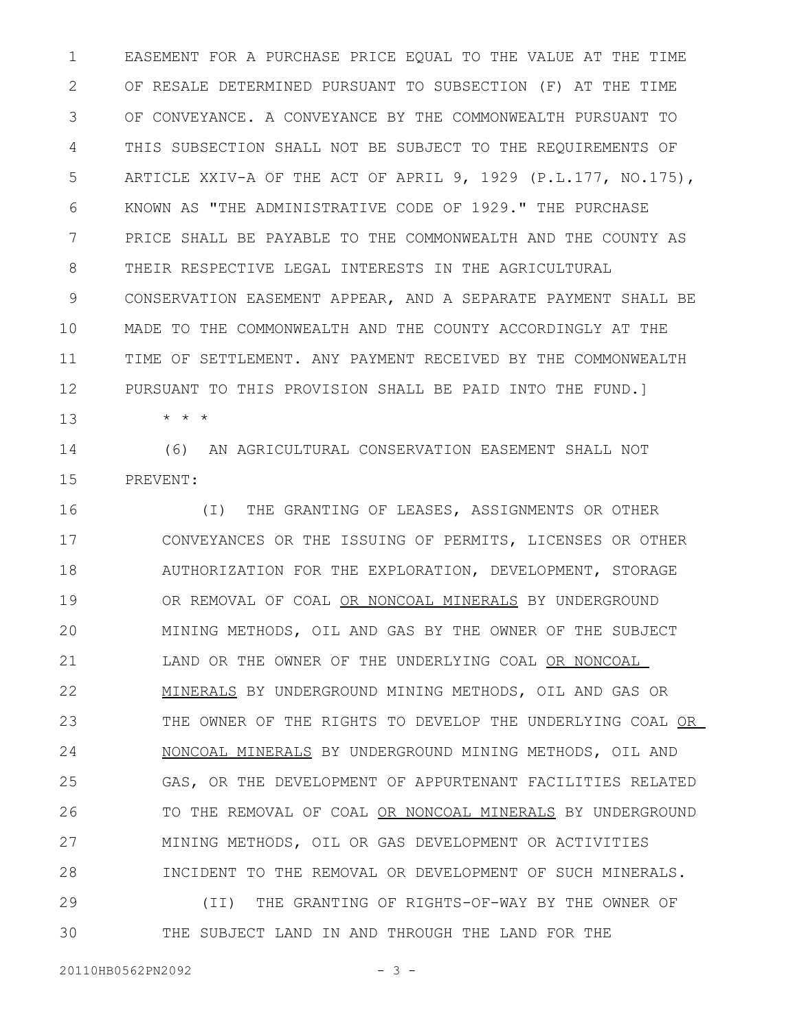EASEMENT FOR A PURCHASE PRICE EQUAL TO THE VALUE AT THE TIME OF RESALE DETERMINED PURSUANT TO SUBSECTION (F) AT THE TIME OF CONVEYANCE. A CONVEYANCE BY THE COMMONWEALTH PURSUANT TO THIS SUBSECTION SHALL NOT BE SUBJECT TO THE REQUIREMENTS OF ARTICLE XXIV-A OF THE ACT OF APRIL 9, 1929 (P.L.177, NO.175), KNOWN AS "THE ADMINISTRATIVE CODE OF 1929." THE PURCHASE PRICE SHALL BE PAYABLE TO THE COMMONWEALTH AND THE COUNTY AS THEIR RESPECTIVE LEGAL INTERESTS IN THE AGRICULTURAL CONSERVATION EASEMENT APPEAR, AND A SEPARATE PAYMENT SHALL BE MADE TO THE COMMONWEALTH AND THE COUNTY ACCORDINGLY AT THE TIME OF SETTLEMENT. ANY PAYMENT RECEIVED BY THE COMMONWEALTH PURSUANT TO THIS PROVISION SHALL BE PAID INTO THE FUND.]

\* \* \*

(6) AN AGRICULTURAL CONSERVATION EASEMENT SHALL NOT PREVENT:

(I) THE GRANTING OF LEASES, ASSIGNMENTS OR OTHER CONVEYANCES OR THE ISSUING OF PERMITS, LICENSES OR OTHER AUTHORIZATION FOR THE EXPLORATION, DEVELOPMENT, STORAGE OR REMOVAL OF COAL <u>OR NONCOAL MINERALS</u> BY UNDERGROUND MINING METHODS, OIL AND GAS BY THE OWNER OF THE SUBJECT LAND OR THE OWNER OF THE UNDERLYING COAL <u>OR NONCOAL MINERALS</u> BY UNDERGROUND MINING METHODS, OIL AND GAS OR THE OWNER OF THE RIGHTS TO DEVELOP THE UNDERLYING COAL <u>OR NONCOAL MINERALS</u> BY UNDERGROUND MINING METHODS, OIL AND GAS, OR THE DEVELOPMENT OF APPURTENANT FACILITIES RELATED TO THE REMOVAL OF COAL <u>OR NONCOAL MINERALS</u> BY UNDERGROUND MINING METHODS, OIL OR GAS DEVELOPMENT OR ACTIVITIES INCIDENT TO THE REMOVAL OR DEVELOPMENT OF SUCH MINERALS.

(II) THE GRANTING OF RIGHTS-OF-WAY BY THE OWNER OF THE SUBJECT LAND IN AND THROUGH THE LAND FOR THE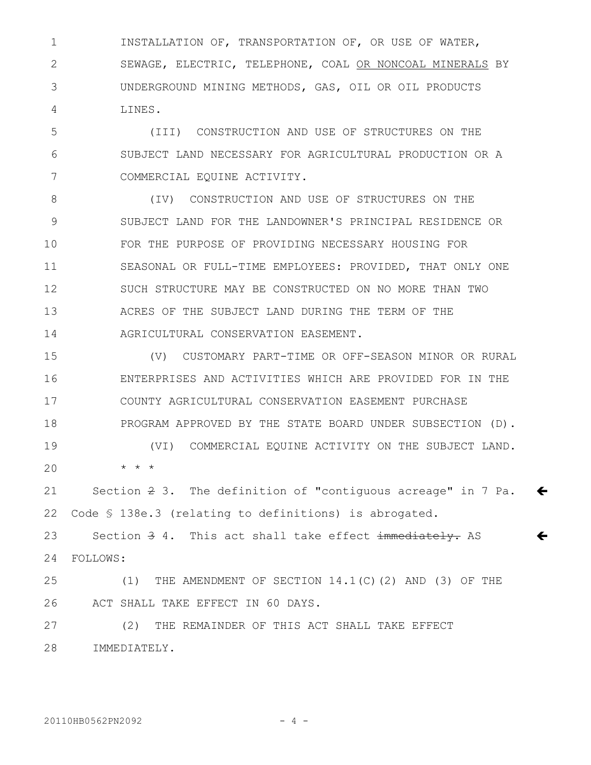INSTALLATION OF, TRANSPORTATION OF, OR USE OF WATER, SEWAGE, ELECTRIC, TELEPHONE, COAL <u>OR NONCOAL MINERALS</u> BY UNDERGROUND MINING METHODS, GAS, OIL OR OIL PRODUCTS LINES.

(III) CONSTRUCTION AND USE OF STRUCTURES ON THE SUBJECT LAND NECESSARY FOR AGRICULTURAL PRODUCTION OR A COMMERCIAL EQUINE ACTIVITY.

(IV) CONSTRUCTION AND USE OF STRUCTURES ON THE SUBJECT LAND FOR THE LANDOWNER'S PRINCIPAL RESIDENCE OR FOR THE PURPOSE OF PROVIDING NECESSARY HOUSING FOR SEASONAL OR FULL-TIME EMPLOYEES: PROVIDED, THAT ONLY ONE SUCH STRUCTURE MAY BE CONSTRUCTED ON NO MORE THAN TWO ACRES OF THE SUBJECT LAND DURING THE TERM OF THE AGRICULTURAL CONSERVATION EASEMENT.

(V) CUSTOMARY PART-TIME OR OFF-SEASON MINOR OR RURAL ENTERPRISES AND ACTIVITIES WHICH ARE PROVIDED FOR IN THE COUNTY AGRICULTURAL CONSERVATION EASEMENT PURCHASE PROGRAM APPROVED BY THE STATE BOARD UNDER SUBSECTION (D).

(VI) COMMERCIAL EQUINE ACTIVITY ON THE SUBJECT LAND.

* * *

Section ~~2~~ 3. The definition of "contiguous acreage" in 7 Pa. Code § 138e.3 (relating to definitions) is abrogated.

Section ~~3~~ 4. This act shall take effect ~~immediately.~~ AS FOLLOWS:

(1) THE AMENDMENT OF SECTION 14.1(C)(2) AND (3) OF THE ACT SHALL TAKE EFFECT IN 60 DAYS.

(2) THE REMAINDER OF THIS ACT SHALL TAKE EFFECT IMMEDIATELY.